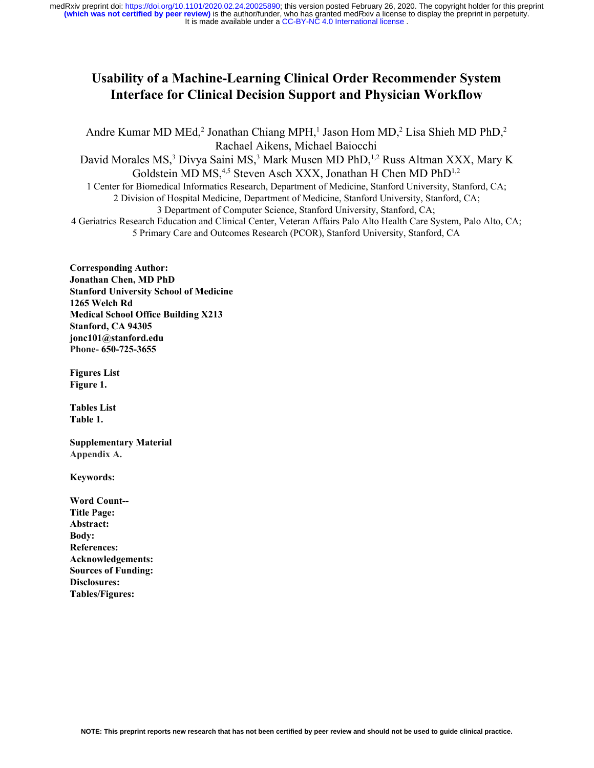# Usability of a Machine-Learning Clinical Order Recommender System Interface for Clinical Decision Support and Physician Workflow

Andre Kumar MD MEd,[2] Jonathan Chiang MPH,[1] Jason Hom MD,[2] Lisa Shieh MD PhD,[2] Rachael Aikens, Michael Baiocchi
David Morales MS,[3] Divya Saini MS,[3] Mark Musen MD PhD,[1,2] Russ Altman XXX, Mary K Goldstein MD MS,[4,5] Steven Asch XXX, Jonathan H Chen MD PhD[1,2]

1 Center for Biomedical Informatics Research, Department of Medicine, Stanford University, Stanford, CA;
2 Division of Hospital Medicine, Department of Medicine, Stanford University, Stanford, CA;
3 Department of Computer Science, Stanford University, Stanford, CA;
4 Geriatrics Research Education and Clinical Center, Veteran Affairs Palo Alto Health Care System, Palo Alto, CA;
5 Primary Care and Outcomes Research (PCOR), Stanford University, Stanford, CA

**Corresponding Author:**
**Jonathan Chen, MD PhD**
**Stanford University School of Medicine**
**1265 Welch Rd**
**Medical School Office Building X213**
**Stanford, CA 94305**
**jonc101@stanford.edu**
**Phone- 650-725-3655**

**Figures List**
**Figure 1.**

**Tables List**
**Table 1.**

**Supplementary Material**
**Appendix A.**

**Keywords:**

**Word Count--**
**Title Page:**
**Abstract:**
**Body:**
**References:**
**Acknowledgements:**
**Sources of Funding:**
**Disclosures:**
**Tables/Figures:**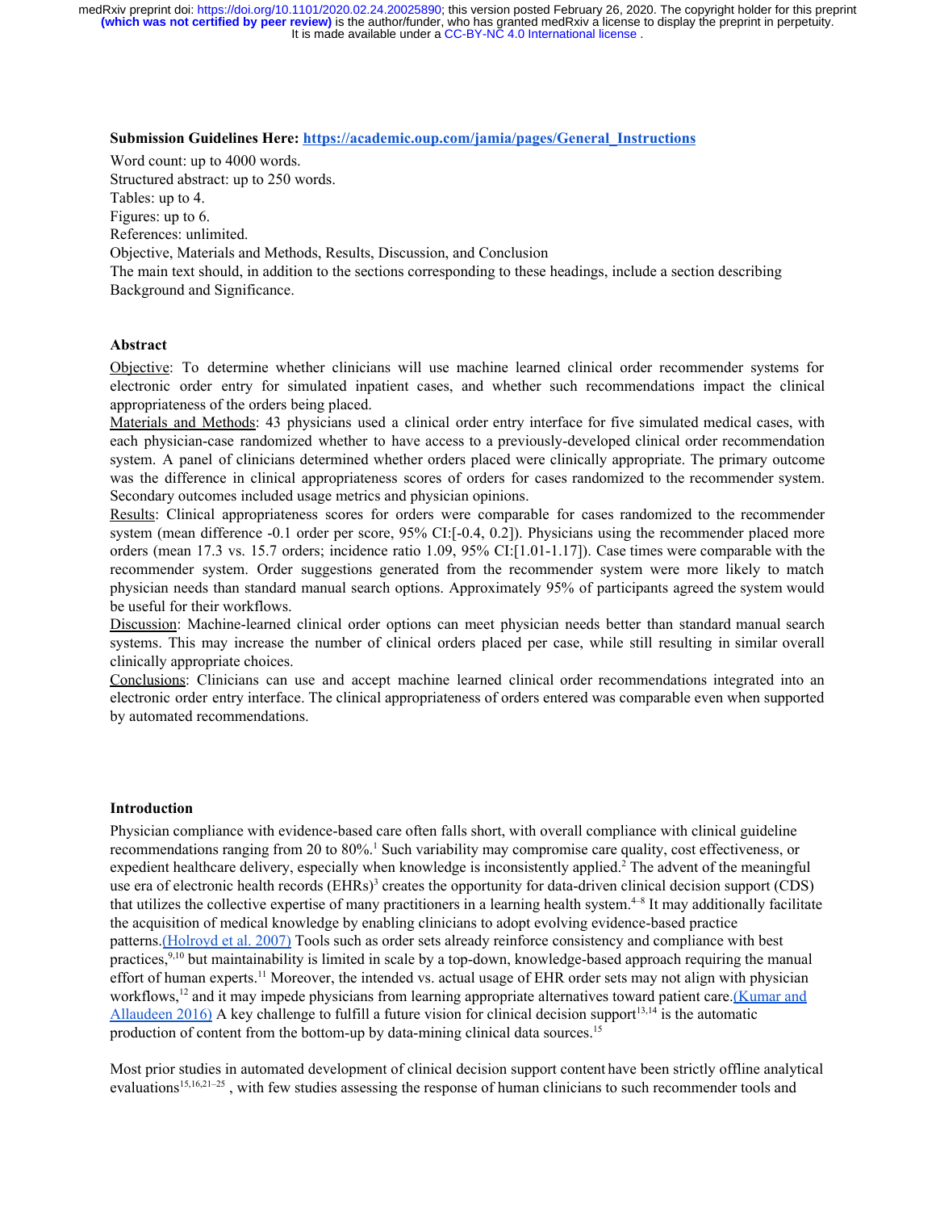**Submission Guidelines Here: https://academic.oup.com/jamia/pages/General_Instructions**

Word count: up to 4000 words.
Structured abstract: up to 250 words.
Tables: up to 4.
Figures: up to 6.
References: unlimited.
Objective, Materials and Methods, Results, Discussion, and Conclusion
The main text should, in addition to the sections corresponding to these headings, include a section describing Background and Significance.

## Abstract

Objective: To determine whether clinicians will use machine learned clinical order recommender systems for electronic order entry for simulated inpatient cases, and whether such recommendations impact the clinical appropriateness of the orders being placed.

Materials and Methods: 43 physicians used a clinical order entry interface for five simulated medical cases, with each physician-case randomized whether to have access to a previously-developed clinical order recommendation system. A panel of clinicians determined whether orders placed were clinically appropriate. The primary outcome was the difference in clinical appropriateness scores of orders for cases randomized to the recommender system. Secondary outcomes included usage metrics and physician opinions.

Results: Clinical appropriateness scores for orders were comparable for cases randomized to the recommender system (mean difference -0.1 order per score, 95% CI:[-0.4, 0.2]). Physicians using the recommender placed more orders (mean 17.3 vs. 15.7 orders; incidence ratio 1.09, 95% CI:[1.01-1.17]). Case times were comparable with the recommender system. Order suggestions generated from the recommender system were more likely to match physician needs than standard manual search options. Approximately 95% of participants agreed the system would be useful for their workflows.

Discussion: Machine-learned clinical order options can meet physician needs better than standard manual search systems. This may increase the number of clinical orders placed per case, while still resulting in similar overall clinically appropriate choices.

Conclusions: Clinicians can use and accept machine learned clinical order recommendations integrated into an electronic order entry interface. The clinical appropriateness of orders entered was comparable even when supported by automated recommendations.

## Introduction

Physician compliance with evidence-based care often falls short, with overall compliance with clinical guideline recommendations ranging from 20 to 80%.[1] Such variability may compromise care quality, cost effectiveness, or expedient healthcare delivery, especially when knowledge is inconsistently applied.[2] The advent of the meaningful use era of electronic health records (EHRs)[3] creates the opportunity for data-driven clinical decision support (CDS) that utilizes the collective expertise of many practitioners in a learning health system.[4–8] It may additionally facilitate the acquisition of medical knowledge by enabling clinicians to adopt evolving evidence-based practice patterns.(Holroyd et al. 2007) Tools such as order sets already reinforce consistency and compliance with best practices,[9,10] but maintainability is limited in scale by a top-down, knowledge-based approach requiring the manual effort of human experts.[11] Moreover, the intended vs. actual usage of EHR order sets may not align with physician workflows,[12] and it may impede physicians from learning appropriate alternatives toward patient care.(Kumar and Allaudeen 2016) A key challenge to fulfill a future vision for clinical decision support[13,14] is the automatic production of content from the bottom-up by data-mining clinical data sources.[15]

Most prior studies in automated development of clinical decision support content have been strictly offline analytical evaluations[15,16,21–25] , with few studies assessing the response of human clinicians to such recommender tools and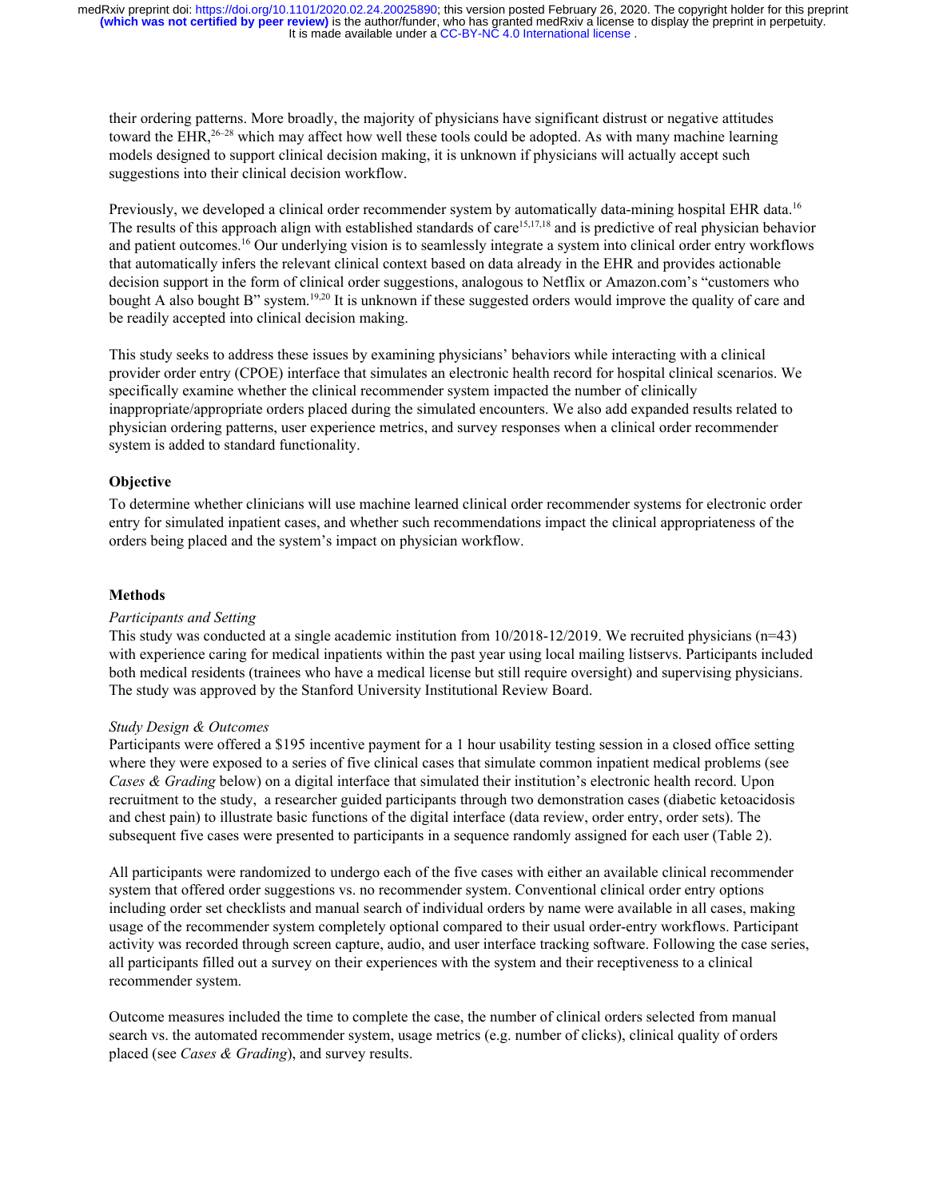their ordering patterns. More broadly, the majority of physicians have significant distrust or negative attitudes toward the EHR,[26–28] which may affect how well these tools could be adopted. As with many machine learning models designed to support clinical decision making, it is unknown if physicians will actually accept such suggestions into their clinical decision workflow.

Previously, we developed a clinical order recommender system by automatically data-mining hospital EHR data.[16] The results of this approach align with established standards of care[15,17,18] and is predictive of real physician behavior and patient outcomes.[16] Our underlying vision is to seamlessly integrate a system into clinical order entry workflows that automatically infers the relevant clinical context based on data already in the EHR and provides actionable decision support in the form of clinical order suggestions, analogous to Netflix or Amazon.com's "customers who bought A also bought B" system.[19,20] It is unknown if these suggested orders would improve the quality of care and be readily accepted into clinical decision making.

This study seeks to address these issues by examining physicians' behaviors while interacting with a clinical provider order entry (CPOE) interface that simulates an electronic health record for hospital clinical scenarios. We specifically examine whether the clinical recommender system impacted the number of clinically inappropriate/appropriate orders placed during the simulated encounters. We also add expanded results related to physician ordering patterns, user experience metrics, and survey responses when a clinical order recommender system is added to standard functionality.

## Objective

To determine whether clinicians will use machine learned clinical order recommender systems for electronic order entry for simulated inpatient cases, and whether such recommendations impact the clinical appropriateness of the orders being placed and the system's impact on physician workflow.

## Methods

### *Participants and Setting*

This study was conducted at a single academic institution from 10/2018-12/2019. We recruited physicians (n=43) with experience caring for medical inpatients within the past year using local mailing listservs. Participants included both medical residents (trainees who have a medical license but still require oversight) and supervising physicians. The study was approved by the Stanford University Institutional Review Board.

### *Study Design & Outcomes*

Participants were offered a $195 incentive payment for a 1 hour usability testing session in a closed office setting where they were exposed to a series of five clinical cases that simulate common inpatient medical problems (see *Cases & Grading* below) on a digital interface that simulated their institution's electronic health record. Upon recruitment to the study, a researcher guided participants through two demonstration cases (diabetic ketoacidosis and chest pain) to illustrate basic functions of the digital interface (data review, order entry, order sets). The subsequent five cases were presented to participants in a sequence randomly assigned for each user (Table 2).

All participants were randomized to undergo each of the five cases with either an available clinical recommender system that offered order suggestions vs. no recommender system. Conventional clinical order entry options including order set checklists and manual search of individual orders by name were available in all cases, making usage of the recommender system completely optional compared to their usual order-entry workflows. Participant activity was recorded through screen capture, audio, and user interface tracking software. Following the case series, all participants filled out a survey on their experiences with the system and their receptiveness to a clinical recommender system.

Outcome measures included the time to complete the case, the number of clinical orders selected from manual search vs. the automated recommender system, usage metrics (e.g. number of clicks), clinical quality of orders placed (see *Cases & Grading*), and survey results.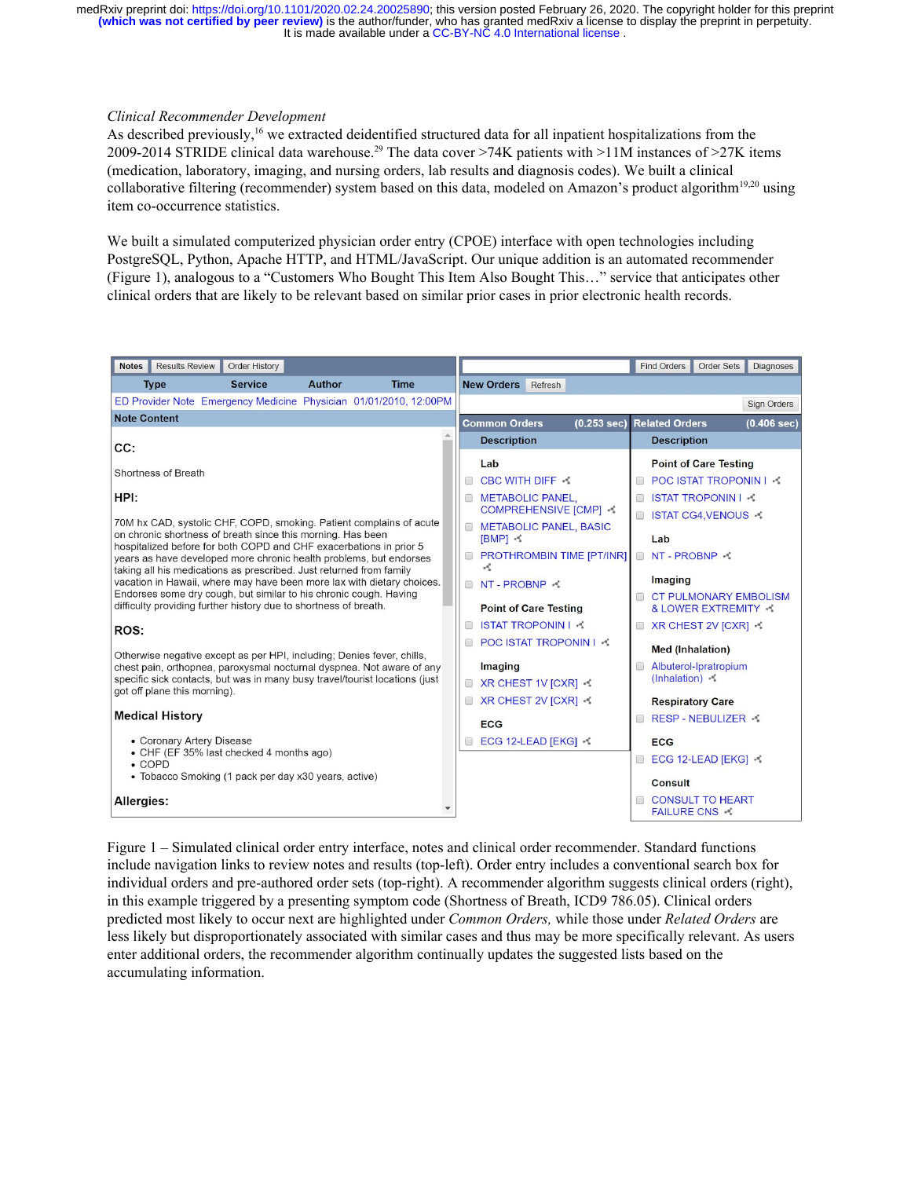*Clinical Recommender Development*

As described previously,[16] we extracted deidentified structured data for all inpatient hospitalizations from the 2009-2014 STRIDE clinical data warehouse.[29] The data cover >74K patients with >11M instances of >27K items (medication, laboratory, imaging, and nursing orders, lab results and diagnosis codes). We built a clinical collaborative filtering (recommender) system based on this data, modeled on Amazon's product algorithm[19,20] using item co-occurrence statistics.

We built a simulated computerized physician order entry (CPOE) interface with open technologies including PostgreSQL, Python, Apache HTTP, and HTML/JavaScript. Our unique addition is an automated recommender (Figure 1), analogous to a "Customers Who Bought This Item Also Bought This…" service that anticipates other clinical orders that are likely to be relevant based on similar prior cases in prior electronic health records.

Figure 1 – Simulated clinical order entry interface, notes and clinical order recommender. Standard functions include navigation links to review notes and results (top-left). Order entry includes a conventional search box for individual orders and pre-authored order sets (top-right). A recommender algorithm suggests clinical orders (right), in this example triggered by a presenting symptom code (Shortness of Breath, ICD9 786.05). Clinical orders predicted most likely to occur next are highlighted under *Common Orders,* while those under *Related Orders* are less likely but disproportionately associated with similar cases and thus may be more specifically relevant. As users enter additional orders, the recommender algorithm continually updates the suggested lists based on the accumulating information.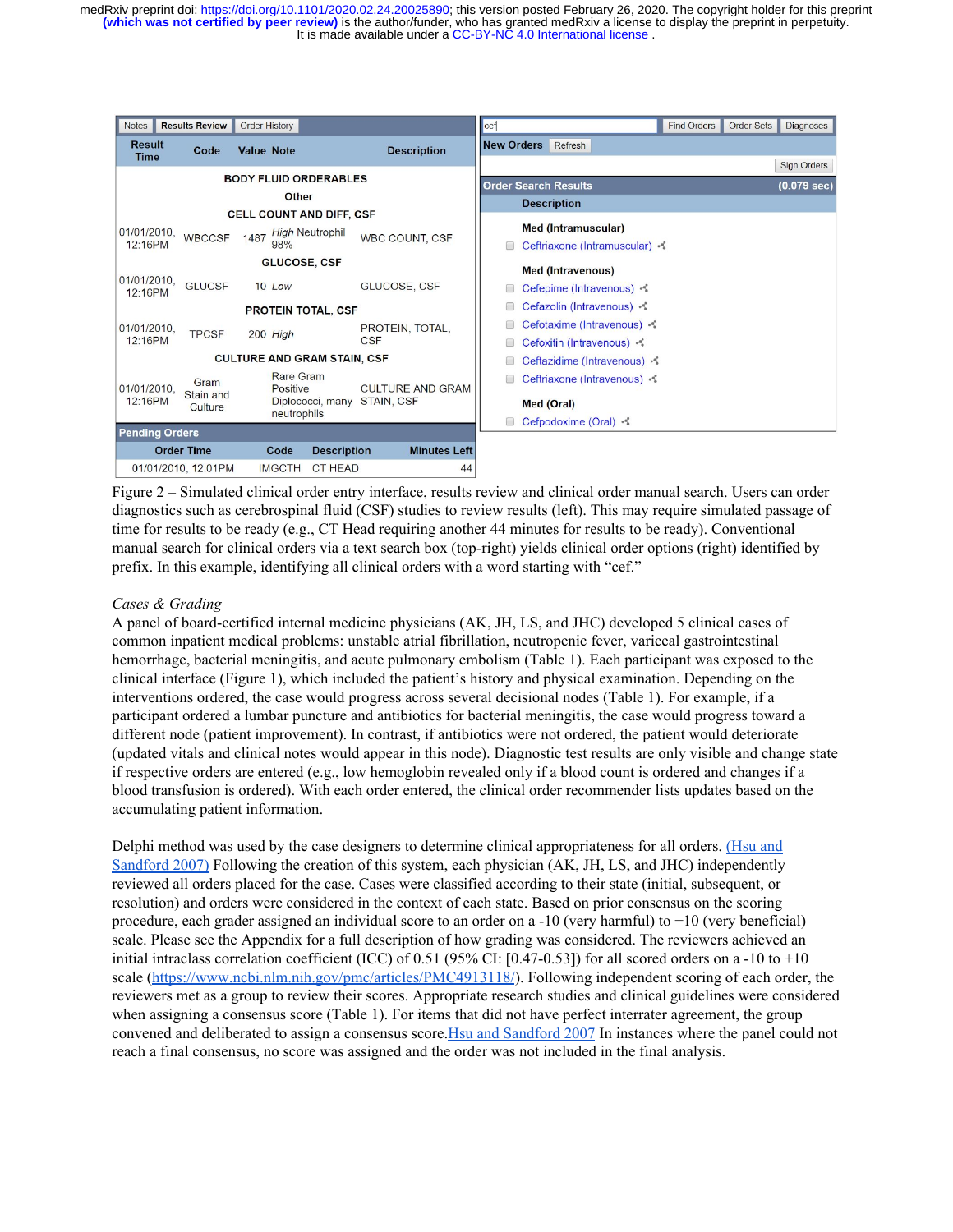| Result Time | Code | Value | Note | Description |
|---|---|---|---|---|
| **BODY FLUID ORDERABLES** | | | | |
| **Other** | | | | |
| **CELL COUNT AND DIFF, CSF** | | | | |
| 01/01/2010, 12:16PM | WBCCSF | 1487 | *High* Neutrophil 98% | WBC COUNT, CSF |
| **GLUCOSE, CSF** | | | | |
| 01/01/2010, 12:16PM | GLUCSF | 10 | *Low* | GLUCOSE, CSF |
| **PROTEIN TOTAL, CSF** | | | | |
| 01/01/2010, 12:16PM | TPCSF | 200 | *High* | PROTEIN, TOTAL, CSF |
| **CULTURE AND GRAM STAIN, CSF** | | | | |
| 01/01/2010, 12:16PM | Gram Stain and Culture | | Rare Gram Positive Diplococci, many neutrophils | CULTURE AND GRAM STAIN, CSF |

**Pending Orders**

| Order Time | Code | Description | Minutes Left |
|---|---|---|---|
| 01/01/2010, 12:01PM | IMGCTH | CT HEAD | 44 |

**Order Search Results** (0.079 sec)

| Description |
|---|
| **Med (Intramuscular)** |
| Ceftriaxone (Intramuscular) |
| **Med (Intravenous)** |
| Cefepime (Intravenous) |
| Cefazolin (Intravenous) |
| Cefotaxime (Intravenous) |
| Cefoxitin (Intravenous) |
| Ceftazidime (Intravenous) |
| Ceftriaxone (Intravenous) |
| **Med (Oral)** |
| Cefpodoxime (Oral) |

Figure 2 – Simulated clinical order entry interface, results review and clinical order manual search. Users can order diagnostics such as cerebrospinal fluid (CSF) studies to review results (left). This may require simulated passage of time for results to be ready (e.g., CT Head requiring another 44 minutes for results to be ready). Conventional manual search for clinical orders via a text search box (top-right) yields clinical order options (right) identified by prefix. In this example, identifying all clinical orders with a word starting with "cef."

### *Cases & Grading*

A panel of board-certified internal medicine physicians (AK, JH, LS, and JHC) developed 5 clinical cases of common inpatient medical problems: unstable atrial fibrillation, neutropenic fever, variceal gastrointestinal hemorrhage, bacterial meningitis, and acute pulmonary embolism (Table 1). Each participant was exposed to the clinical interface (Figure 1), which included the patient's history and physical examination. Depending on the interventions ordered, the case would progress across several decisional nodes (Table 1). For example, if a participant ordered a lumbar puncture and antibiotics for bacterial meningitis, the case would progress toward a different node (patient improvement). In contrast, if antibiotics were not ordered, the patient would deteriorate (updated vitals and clinical notes would appear in this node). Diagnostic test results are only visible and change state if respective orders are entered (e.g., low hemoglobin revealed only if a blood count is ordered and changes if a blood transfusion is ordered). With each order entered, the clinical order recommender lists updates based on the accumulating patient information.

Delphi method was used by the case designers to determine clinical appropriateness for all orders. (Hsu and Sandford 2007) Following the creation of this system, each physician (AK, JH, LS, and JHC) independently reviewed all orders placed for the case. Cases were classified according to their state (initial, subsequent, or resolution) and orders were considered in the context of each state. Based on prior consensus on the scoring procedure, each grader assigned an individual score to an order on a -10 (very harmful) to +10 (very beneficial) scale. Please see the Appendix for a full description of how grading was considered. The reviewers achieved an initial intraclass correlation coefficient (ICC) of 0.51 (95% CI: [0.47-0.53]) for all scored orders on a -10 to +10 scale (https://www.ncbi.nlm.nih.gov/pmc/articles/PMC4913118/). Following independent scoring of each order, the reviewers met as a group to review their scores. Appropriate research studies and clinical guidelines were considered when assigning a consensus score (Table 1). For items that did not have perfect interrater agreement, the group convened and deliberated to assign a consensus score. Hsu and Sandford 2007 In instances where the panel could not reach a final consensus, no score was assigned and the order was not included in the final analysis.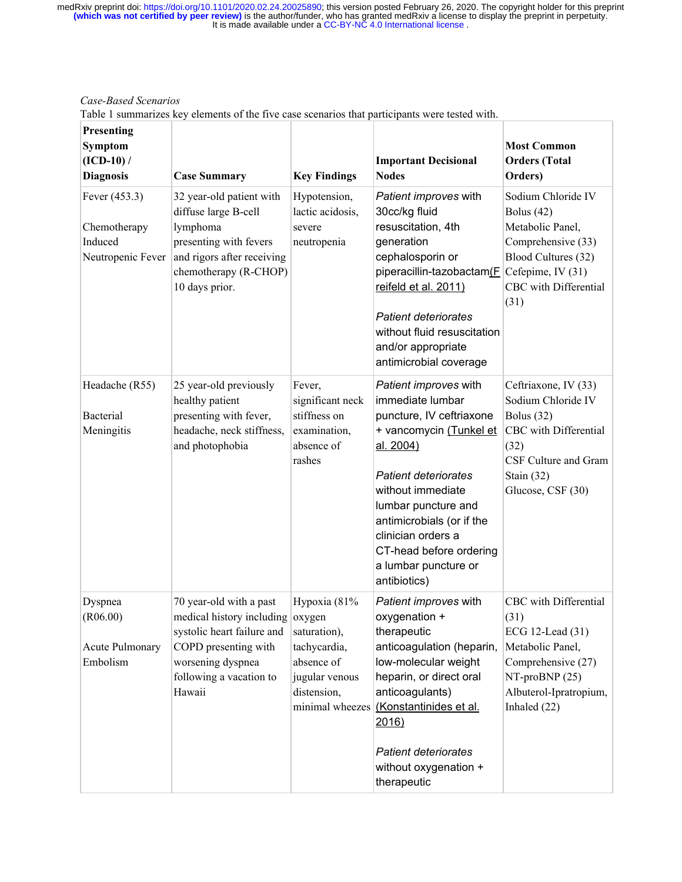*Case-Based Scenarios*

Table 1 summarizes key elements of the five case scenarios that participants were tested with.

| Presenting Symptom (ICD-10) / Diagnosis | Case Summary | Key Findings | Important Decisional Nodes | Most Common Orders (Total Orders) |
|---|---|---|---|---|
| Fever (453.3)<br><br>Chemotherapy Induced Neutropenic Fever | 32 year-old patient with diffuse large B-cell lymphoma presenting with fevers and rigors after receiving chemotherapy (R-CHOP) 10 days prior. | Hypotension, lactic acidosis, severe neutropenia | *Patient improves* with 30cc/kg fluid resuscitation, 4th generation cephalosporin or piperacillin-tazobactam(Freifeld et al. 2011)<br><br>*Patient deteriorates* without fluid resuscitation and/or appropriate antimicrobial coverage | Sodium Chloride IV Bolus (42)<br>Metabolic Panel, Comprehensive (33)<br>Blood Cultures (32)<br>Cefepime, IV (31)<br>CBC with Differential (31) |
| Headache (R55)<br><br>Bacterial Meningitis | 25 year-old previously healthy patient presenting with fever, headache, neck stiffness, and photophobia | Fever, significant neck stiffness on examination, absence of rashes | *Patient improves* with immediate lumbar puncture, IV ceftriaxone + vancomycin (Tunkel et al. 2004)<br><br>*Patient deteriorates* without immediate lumbar puncture and antimicrobials (or if the clinician orders a CT-head before ordering a lumbar puncture or antibiotics) | Ceftriaxone, IV (33)<br>Sodium Chloride IV Bolus (32)<br>CBC with Differential (32)<br>CSF Culture and Gram Stain (32)<br>Glucose, CSF (30) |
| Dyspnea (R06.00)<br><br>Acute Pulmonary Embolism | 70 year-old with a past medical history including systolic heart failure and COPD presenting with worsening dyspnea following a vacation to Hawaii | Hypoxia (81% oxygen saturation), tachycardia, absence of jugular venous distension, minimal wheezes | *Patient improves* with oxygenation + therapeutic anticoagulation (heparin, low-molecular weight heparin, or direct oral anticoagulants) (Konstantinides et al. 2016)<br><br>*Patient deteriorates* without oxygenation + therapeutic | CBC with Differential (31)<br>ECG 12-Lead (31)<br>Metabolic Panel, Comprehensive (27)<br>NT-proBNP (25)<br>Albuterol-Ipratropium, Inhaled (22) |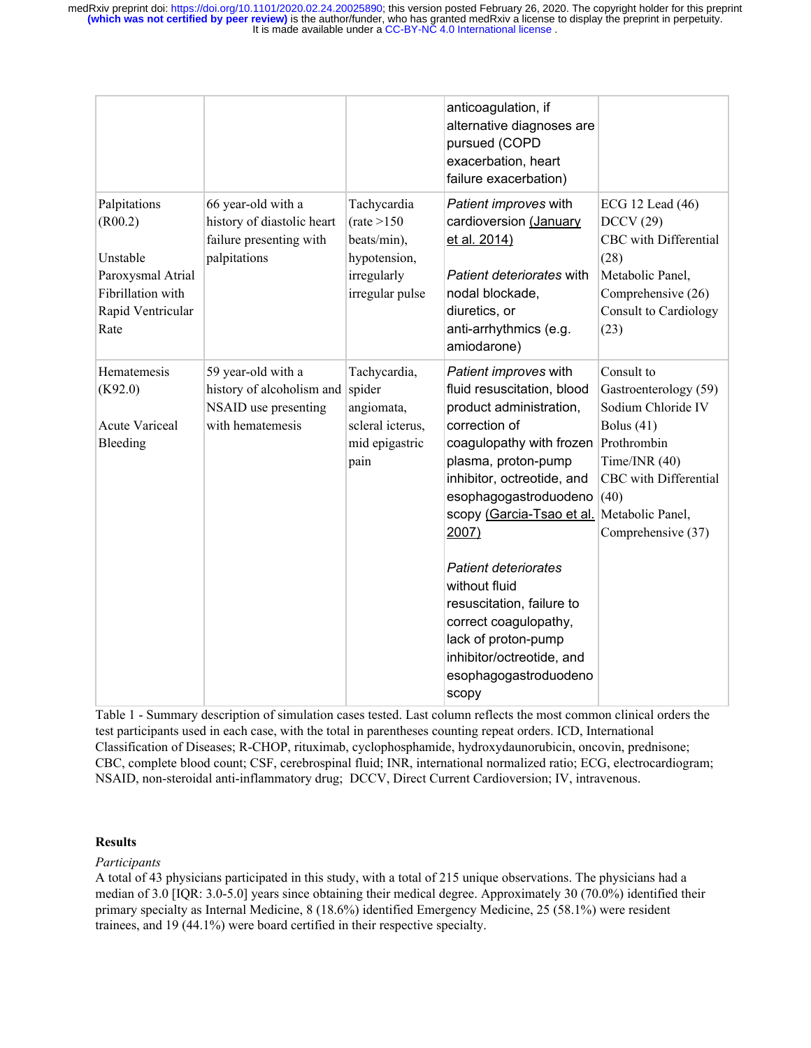| | | | anticoagulation, if alternative diagnoses are pursued (COPD exacerbation, heart failure exacerbation) | |
|---|---|---|---|---|
| Palpitations (R00.2)<br><br>Unstable Paroxysmal Atrial Fibrillation with Rapid Ventricular Rate | 66 year-old with a history of diastolic heart failure presenting with palpitations | Tachycardia (rate >150 beats/min), hypotension, irregularly irregular pulse | *Patient improves* with cardioversion (January et al. 2014)<br><br>*Patient deteriorates* with nodal blockade, diuretics, or anti-arrhythmics (e.g. amiodarone) | ECG 12 Lead (46)<br>DCCV (29)<br>CBC with Differential (28)<br>Metabolic Panel, Comprehensive (26)<br>Consult to Cardiology (23) |
| Hematemesis (K92.0)<br><br>Acute Variceal Bleeding | 59 year-old with a history of alcoholism and NSAID use presenting with hematemesis | Tachycardia, spider angiomata, scleral icterus, mid epigastric pain | *Patient improves* with fluid resuscitation, blood product administration, correction of coagulopathy with frozen plasma, proton-pump inhibitor, octreotide, and esophagogastroduodenoscopy (Garcia-Tsao et al. 2007)<br><br>*Patient deteriorates* without fluid resuscitation, failure to correct coagulopathy, lack of proton-pump inhibitor/octreotide, and esophagogastroduodenoscopy | Consult to Gastroenterology (59)<br>Sodium Chloride IV Bolus (41)<br>Prothrombin Time/INR (40)<br>CBC with Differential (40)<br>Metabolic Panel, Comprehensive (37) |

Table 1 - Summary description of simulation cases tested. Last column reflects the most common clinical orders the test participants used in each case, with the total in parentheses counting repeat orders. ICD, International Classification of Diseases; R-CHOP, rituximab, cyclophosphamide, hydroxydaunorubicin, oncovin, prednisone; CBC, complete blood count; CSF, cerebrospinal fluid; INR, international normalized ratio; ECG, electrocardiogram; NSAID, non-steroidal anti-inflammatory drug; DCCV, Direct Current Cardioversion; IV, intravenous.

## Results

*Participants*

A total of 43 physicians participated in this study, with a total of 215 unique observations. The physicians had a median of 3.0 [IQR: 3.0-5.0] years since obtaining their medical degree. Approximately 30 (70.0%) identified their primary specialty as Internal Medicine, 8 (18.6%) identified Emergency Medicine, 25 (58.1%) were resident trainees, and 19 (44.1%) were board certified in their respective specialty.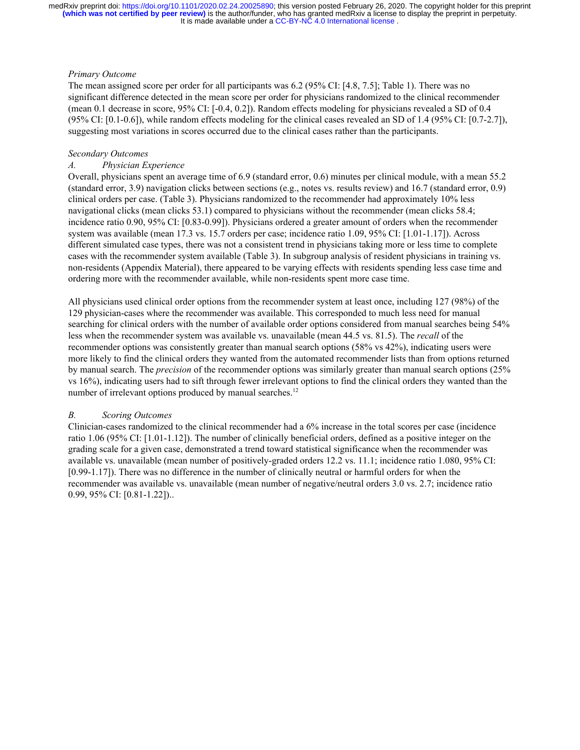*Primary Outcome*

The mean assigned score per order for all participants was 6.2 (95% CI: [4.8, 7.5]; Table 1). There was no significant difference detected in the mean score per order for physicians randomized to the clinical recommender (mean 0.1 decrease in score, 95% CI: [-0.4, 0.2]). Random effects modeling for physicians revealed a SD of 0.4 (95% CI: [0.1-0.6]), while random effects modeling for the clinical cases revealed an SD of 1.4 (95% CI: [0.7-2.7]), suggesting most variations in scores occurred due to the clinical cases rather than the participants.

*Secondary Outcomes*

*A. Physician Experience*

Overall, physicians spent an average time of 6.9 (standard error, 0.6) minutes per clinical module, with a mean 55.2 (standard error, 3.9) navigation clicks between sections (e.g., notes vs. results review) and 16.7 (standard error, 0.9) clinical orders per case. (Table 3). Physicians randomized to the recommender had approximately 10% less navigational clicks (mean clicks 53.1) compared to physicians without the recommender (mean clicks 58.4; incidence ratio 0.90, 95% CI: [0.83-0.99]). Physicians ordered a greater amount of orders when the recommender system was available (mean 17.3 vs. 15.7 orders per case; incidence ratio 1.09, 95% CI: [1.01-1.17]). Across different simulated case types, there was not a consistent trend in physicians taking more or less time to complete cases with the recommender system available (Table 3). In subgroup analysis of resident physicians in training vs. non-residents (Appendix Material), there appeared to be varying effects with residents spending less case time and ordering more with the recommender available, while non-residents spent more case time.

All physicians used clinical order options from the recommender system at least once, including 127 (98%) of the 129 physician-cases where the recommender was available. This corresponded to much less need for manual searching for clinical orders with the number of available order options considered from manual searches being 54% less when the recommender system was available vs. unavailable (mean 44.5 vs. 81.5). The *recall* of the recommender options was consistently greater than manual search options (58% vs 42%), indicating users were more likely to find the clinical orders they wanted from the automated recommender lists than from options returned by manual search. The *precision* of the recommender options was similarly greater than manual search options (25% vs 16%), indicating users had to sift through fewer irrelevant options to find the clinical orders they wanted than the number of irrelevant options produced by manual searches.[12]

*B. Scoring Outcomes*

Clinician-cases randomized to the clinical recommender had a 6% increase in the total scores per case (incidence ratio 1.06 (95% CI: [1.01-1.12]). The number of clinically beneficial orders, defined as a positive integer on the grading scale for a given case, demonstrated a trend toward statistical significance when the recommender was available vs. unavailable (mean number of positively-graded orders 12.2 vs. 11.1; incidence ratio 1.080, 95% CI: [0.99-1.17]). There was no difference in the number of clinically neutral or harmful orders for when the recommender was available vs. unavailable (mean number of negative/neutral orders 3.0 vs. 2.7; incidence ratio 0.99, 95% CI: [0.81-1.22])..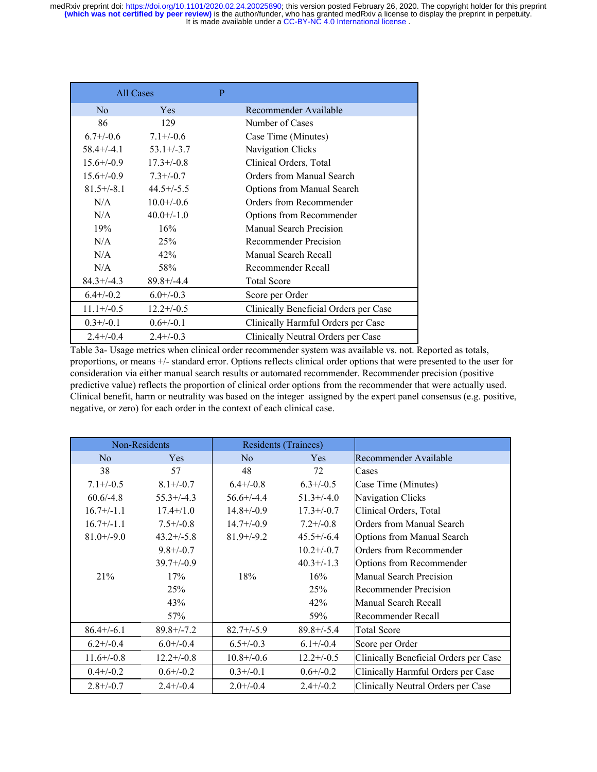| All Cases | | P | |
|---|---|---|---|
| No | Yes | | Recommender Available |
| 86 | 129 | | Number of Cases |
| 6.7+/-0.6 | 7.1+/-0.6 | | Case Time (Minutes) |
| 58.4+/-4.1 | 53.1+/-3.7 | | Navigation Clicks |
| 15.6+/-0.9 | 17.3+/-0.8 | | Clinical Orders, Total |
| 15.6+/-0.9 | 7.3+/-0.7 | | Orders from Manual Search |
| 81.5+/-8.1 | 44.5+/-5.5 | | Options from Manual Search |
| N/A | 10.0+/-0.6 | | Orders from Recommender |
| N/A | 40.0+/-1.0 | | Options from Recommender |
| 19% | 16% | | Manual Search Precision |
| N/A | 25% | | Recommender Precision |
| N/A | 42% | | Manual Search Recall |
| N/A | 58% | | Recommender Recall |
| 84.3+/-4.3 | 89.8+/-4.4 | | Total Score |
| 6.4+/-0.2 | 6.0+/-0.3 | | Score per Order |
| 11.1+/-0.5 | 12.2+/-0.5 | | Clinically Beneficial Orders per Case |
| 0.3+/-0.1 | 0.6+/-0.1 | | Clinically Harmful Orders per Case |
| 2.4+/-0.4 | 2.4+/-0.3 | | Clinically Neutral Orders per Case |

Table 3a- Usage metrics when clinical order recommender system was available vs. not. Reported as totals, proportions, or means +/- standard error. Options reflects clinical order options that were presented to the user for consideration via either manual search results or automated recommender. Recommender precision (positive predictive value) reflects the proportion of clinical order options from the recommender that were actually used. Clinical benefit, harm or neutrality was based on the integer assigned by the expert panel consensus (e.g. positive, negative, or zero) for each order in the context of each clinical case.

| Non-Residents | | Residents (Trainees) | | |
|---|---|---|---|---|
| No | Yes | No | Yes | Recommender Available |
| 38 | 57 | 48 | 72 | Cases |
| 7.1+/-0.5 | 8.1+/-0.7 | 6.4+/-0.8 | 6.3+/-0.5 | Case Time (Minutes) |
| 60.6/-4.8 | 55.3+/-4.3 | 56.6+/-4.4 | 51.3+/-4.0 | Navigation Clicks |
| 16.7+/-1.1 | 17.4+/1.0 | 14.8+/-0.9 | 17.3+/-0.7 | Clinical Orders, Total |
| 16.7+/-1.1 | 7.5+/-0.8 | 14.7+/-0.9 | 7.2+/-0.8 | Orders from Manual Search |
| 81.0+/-9.0 | 43.2+/-5.8 | 81.9+/-9.2 | 45.5+/-6.4 | Options from Manual Search |
| | 9.8+/-0.7 | | 10.2+/-0.7 | Orders from Recommender |
| | 39.7+/-0.9 | | 40.3+/-1.3 | Options from Recommender |
| 21% | 17% | 18% | 16% | Manual Search Precision |
| | 25% | | 25% | Recommender Precision |
| | 43% | | 42% | Manual Search Recall |
| | 57% | | 59% | Recommender Recall |
| 86.4+/-6.1 | 89.8+/-7.2 | 82.7+/-5.9 | 89.8+/-5.4 | Total Score |
| 6.2+/-0.4 | 6.0+/-0.4 | 6.5+/-0.3 | 6.1+/-0.4 | Score per Order |
| 11.6+/-0.8 | 12.2+/-0.8 | 10.8+/-0.6 | 12.2+/-0.5 | Clinically Beneficial Orders per Case |
| 0.4+/-0.2 | 0.6+/-0.2 | 0.3+/-0.1 | 0.6+/-0.2 | Clinically Harmful Orders per Case |
| 2.8+/-0.7 | 2.4+/-0.4 | 2.0+/-0.4 | 2.4+/-0.2 | Clinically Neutral Orders per Case |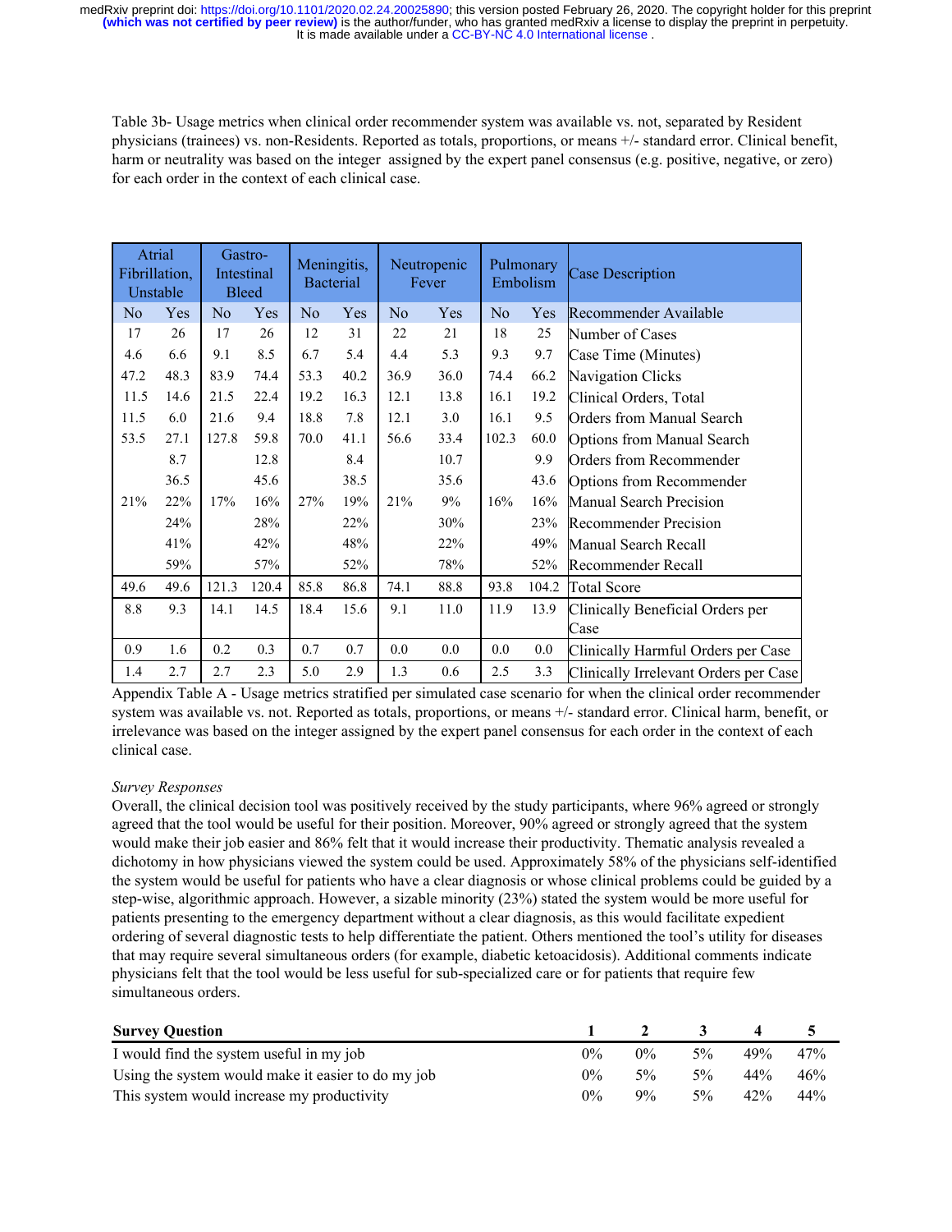Table 3b- Usage metrics when clinical order recommender system was available vs. not, separated by Resident physicians (trainees) vs. non-Residents. Reported as totals, proportions, or means +/- standard error. Clinical benefit, harm or neutrality was based on the integer assigned by the expert panel consensus (e.g. positive, negative, or zero) for each order in the context of each clinical case.

| Atrial Fibrillation, Unstable | | Gastro-Intestinal Bleed | | Meningitis, Bacterial | | Neutropenic Fever | | Pulmonary Embolism | | Case Description |
|---|---|---|---|---|---|---|---|---|---|---|
| No | Yes | No | Yes | No | Yes | No | Yes | No | Yes | Recommender Available |
| 17 | 26 | 17 | 26 | 12 | 31 | 22 | 21 | 18 | 25 | Number of Cases |
| 4.6 | 6.6 | 9.1 | 8.5 | 6.7 | 5.4 | 4.4 | 5.3 | 9.3 | 9.7 | Case Time (Minutes) |
| 47.2 | 48.3 | 83.9 | 74.4 | 53.3 | 40.2 | 36.9 | 36.0 | 74.4 | 66.2 | Navigation Clicks |
| 11.5 | 14.6 | 21.5 | 22.4 | 19.2 | 16.3 | 12.1 | 13.8 | 16.1 | 19.2 | Clinical Orders, Total |
| 11.5 | 6.0 | 21.6 | 9.4 | 18.8 | 7.8 | 12.1 | 3.0 | 16.1 | 9.5 | Orders from Manual Search |
| 53.5 | 27.1 | 127.8 | 59.8 | 70.0 | 41.1 | 56.6 | 33.4 | 102.3 | 60.0 | Options from Manual Search |
| | 8.7 | | 12.8 | | 8.4 | | 10.7 | | 9.9 | Orders from Recommender |
| | 36.5 | | 45.6 | | 38.5 | | 35.6 | | 43.6 | Options from Recommender |
| 21% | 22% | 17% | 16% | 27% | 19% | 21% | 9% | 16% | 16% | Manual Search Precision |
| | 24% | | 28% | | 22% | | 30% | | 23% | Recommender Precision |
| | 41% | | 42% | | 48% | | 22% | | 49% | Manual Search Recall |
| | 59% | | 57% | | 52% | | 78% | | 52% | Recommender Recall |
| 49.6 | 49.6 | 121.3 | 120.4 | 85.8 | 86.8 | 74.1 | 88.8 | 93.8 | 104.2 | Total Score |
| 8.8 | 9.3 | 14.1 | 14.5 | 18.4 | 15.6 | 9.1 | 11.0 | 11.9 | 13.9 | Clinically Beneficial Orders per Case |
| 0.9 | 1.6 | 0.2 | 0.3 | 0.7 | 0.7 | 0.0 | 0.0 | 0.0 | 0.0 | Clinically Harmful Orders per Case |
| 1.4 | 2.7 | 2.7 | 2.3 | 5.0 | 2.9 | 1.3 | 0.6 | 2.5 | 3.3 | Clinically Irrelevant Orders per Case |

Appendix Table A - Usage metrics stratified per simulated case scenario for when the clinical order recommender system was available vs. not. Reported as totals, proportions, or means +/- standard error. Clinical harm, benefit, or irrelevance was based on the integer assigned by the expert panel consensus for each order in the context of each clinical case.

*Survey Responses*

Overall, the clinical decision tool was positively received by the study participants, where 96% agreed or strongly agreed that the tool would be useful for their position. Moreover, 90% agreed or strongly agreed that the system would make their job easier and 86% felt that it would increase their productivity. Thematic analysis revealed a dichotomy in how physicians viewed the system could be used. Approximately 58% of the physicians self-identified the system would be useful for patients who have a clear diagnosis or whose clinical problems could be guided by a step-wise, algorithmic approach. However, a sizable minority (23%) stated the system would be more useful for patients presenting to the emergency department without a clear diagnosis, as this would facilitate expedient ordering of several diagnostic tests to help differentiate the patient. Others mentioned the tool's utility for diseases that may require several simultaneous orders (for example, diabetic ketoacidosis). Additional comments indicate physicians felt that the tool would be less useful for sub-specialized care or for patients that require few simultaneous orders.

| **Survey Question** | **1** | **2** | **3** | **4** | **5** |
|---|---|---|---|---|---|
| I would find the system useful in my job | 0% | 0% | 5% | 49% | 47% |
| Using the system would make it easier to do my job | 0% | 5% | 5% | 44% | 46% |
| This system would increase my productivity | 0% | 9% | 5% | 42% | 44% |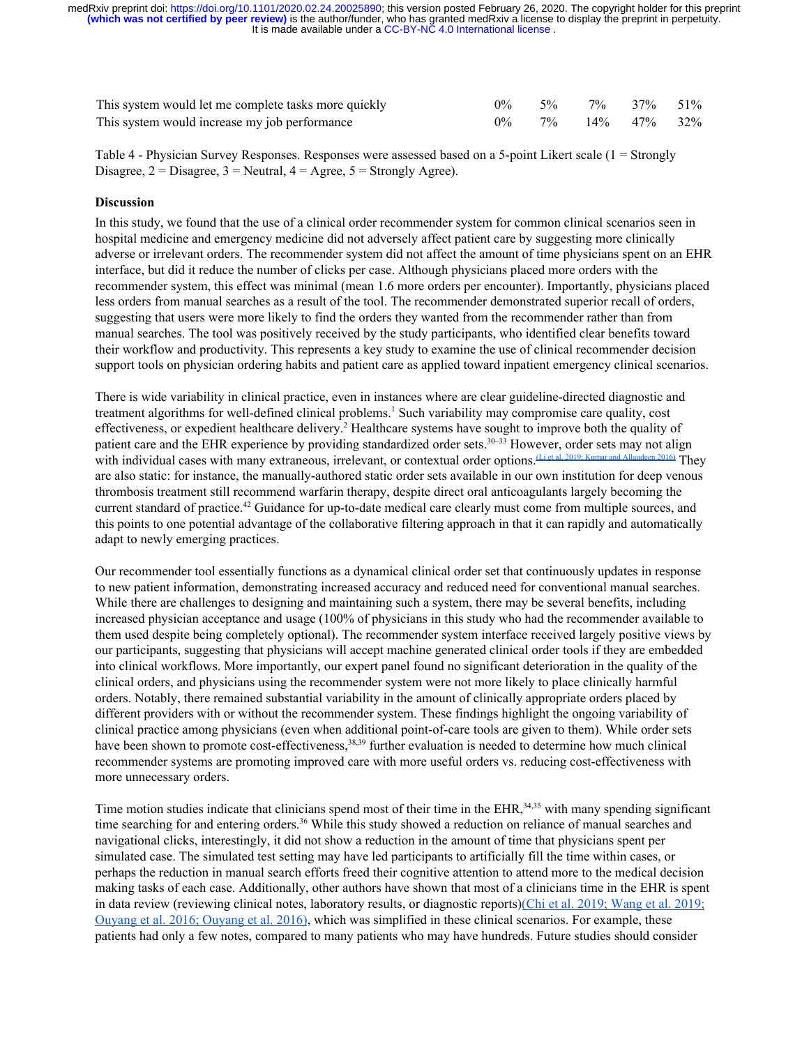| | | | | | |
|---|---|---|---|---|---|
| This system would let me complete tasks more quickly | 0% | 5% | 7% | 37% | 51% |
| This system would increase my job performance | 0% | 7% | 14% | 47% | 32% |

Table 4 - Physician Survey Responses. Responses were assessed based on a 5-point Likert scale (1 = Strongly Disagree, 2 = Disagree, 3 = Neutral, 4 = Agree, 5 = Strongly Agree).

**Discussion**

In this study, we found that the use of a clinical order recommender system for common clinical scenarios seen in hospital medicine and emergency medicine did not adversely affect patient care by suggesting more clinically adverse or irrelevant orders. The recommender system did not affect the amount of time physicians spent on an EHR interface, but did it reduce the number of clicks per case. Although physicians placed more orders with the recommender system, this effect was minimal (mean 1.6 more orders per encounter). Importantly, physicians placed less orders from manual searches as a result of the tool. The recommender demonstrated superior recall of orders, suggesting that users were more likely to find the orders they wanted from the recommender rather than from manual searches. The tool was positively received by the study participants, who identified clear benefits toward their workflow and productivity. This represents a key study to examine the use of clinical recommender decision support tools on physician ordering habits and patient care as applied toward inpatient emergency clinical scenarios.

There is wide variability in clinical practice, even in instances where are clear guideline-directed diagnostic and treatment algorithms for well-defined clinical problems.[1] Such variability may compromise care quality, cost effectiveness, or expedient healthcare delivery.[2] Healthcare systems have sought to improve both the quality of patient care and the EHR experience by providing standardized order sets.[30–33] However, order sets may not align with individual cases with many extraneous, irrelevant, or contextual order options.[(Li et al. 2019; Kumar and Allaudeen 2016)] They are also static: for instance, the manually-authored static order sets available in our own institution for deep venous thrombosis treatment still recommend warfarin therapy, despite direct oral anticoagulants largely becoming the current standard of practice.[42] Guidance for up-to-date medical care clearly must come from multiple sources, and this points to one potential advantage of the collaborative filtering approach in that it can rapidly and automatically adapt to newly emerging practices.

Our recommender tool essentially functions as a dynamical clinical order set that continuously updates in response to new patient information, demonstrating increased accuracy and reduced need for conventional manual searches. While there are challenges to designing and maintaining such a system, there may be several benefits, including increased physician acceptance and usage (100% of physicians in this study who had the recommender available to them used despite being completely optional). The recommender system interface received largely positive views by our participants, suggesting that physicians will accept machine generated clinical order tools if they are embedded into clinical workflows. More importantly, our expert panel found no significant deterioration in the quality of the clinical orders, and physicians using the recommender system were not more likely to place clinically harmful orders. Notably, there remained substantial variability in the amount of clinically appropriate orders placed by different providers with or without the recommender system. These findings highlight the ongoing variability of clinical practice among physicians (even when additional point-of-care tools are given to them). While order sets have been shown to promote cost-effectiveness,[38,39] further evaluation is needed to determine how much clinical recommender systems are promoting improved care with more useful orders vs. reducing cost-effectiveness with more unnecessary orders.

Time motion studies indicate that clinicians spend most of their time in the EHR,[34,35] with many spending significant time searching for and entering orders.[36] While this study showed a reduction on reliance of manual searches and navigational clicks, interestingly, it did not show a reduction in the amount of time that physicians spent per simulated case. The simulated test setting may have led participants to artificially fill the time within cases, or perhaps the reduction in manual search efforts freed their cognitive attention to attend more to the medical decision making tasks of each case. Additionally, other authors have shown that most of a clinicians time in the EHR is spent in data review (reviewing clinical notes, laboratory results, or diagnostic reports)(Chi et al. 2019; Wang et al. 2019; Ouyang et al. 2016; Ouyang et al. 2016), which was simplified in these clinical scenarios. For example, these patients had only a few notes, compared to many patients who may have hundreds. Future studies should consider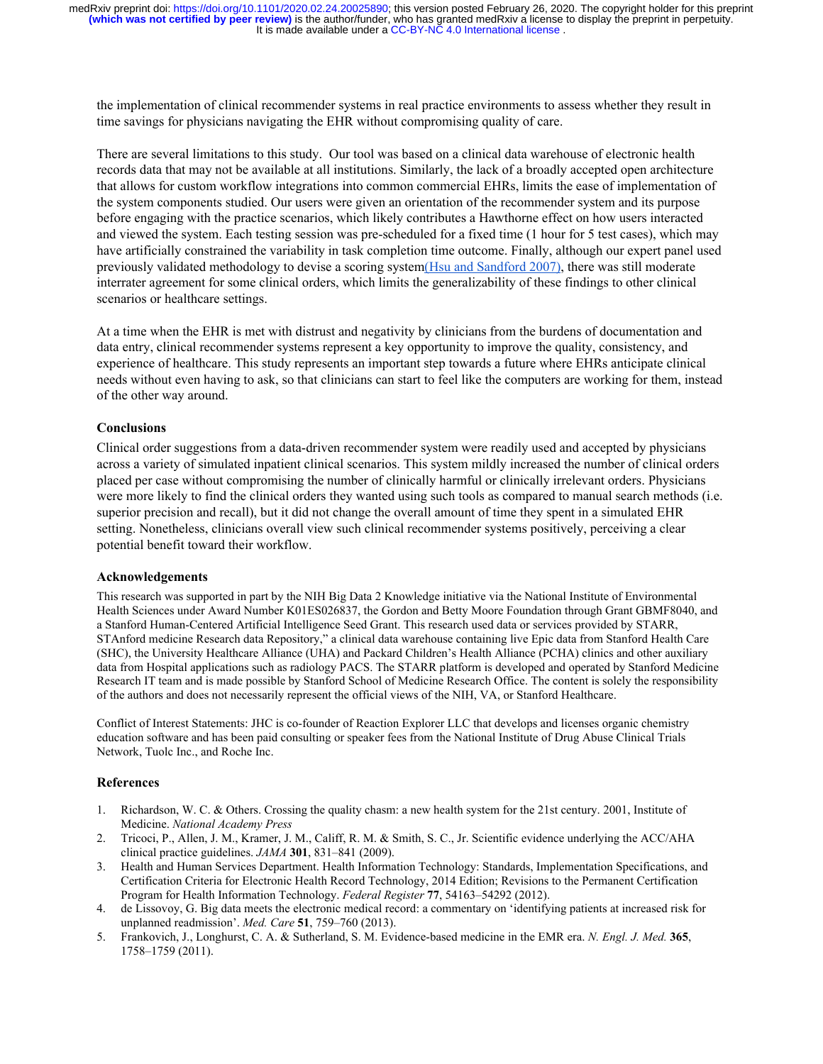the implementation of clinical recommender systems in real practice environments to assess whether they result in time savings for physicians navigating the EHR without compromising quality of care.

There are several limitations to this study. Our tool was based on a clinical data warehouse of electronic health records data that may not be available at all institutions. Similarly, the lack of a broadly accepted open architecture that allows for custom workflow integrations into common commercial EHRs, limits the ease of implementation of the system components studied. Our users were given an orientation of the recommender system and its purpose before engaging with the practice scenarios, which likely contributes a Hawthorne effect on how users interacted and viewed the system. Each testing session was pre-scheduled for a fixed time (1 hour for 5 test cases), which may have artificially constrained the variability in task completion time outcome. Finally, although our expert panel used previously validated methodology to devise a scoring system(Hsu and Sandford 2007), there was still moderate interrater agreement for some clinical orders, which limits the generalizability of these findings to other clinical scenarios or healthcare settings.

At a time when the EHR is met with distrust and negativity by clinicians from the burdens of documentation and data entry, clinical recommender systems represent a key opportunity to improve the quality, consistency, and experience of healthcare. This study represents an important step towards a future where EHRs anticipate clinical needs without even having to ask, so that clinicians can start to feel like the computers are working for them, instead of the other way around.

### Conclusions

Clinical order suggestions from a data-driven recommender system were readily used and accepted by physicians across a variety of simulated inpatient clinical scenarios. This system mildly increased the number of clinical orders placed per case without compromising the number of clinically harmful or clinically irrelevant orders. Physicians were more likely to find the clinical orders they wanted using such tools as compared to manual search methods (i.e. superior precision and recall), but it did not change the overall amount of time they spent in a simulated EHR setting. Nonetheless, clinicians overall view such clinical recommender systems positively, perceiving a clear potential benefit toward their workflow.

### Acknowledgements

This research was supported in part by the NIH Big Data 2 Knowledge initiative via the National Institute of Environmental Health Sciences under Award Number K01ES026837, the Gordon and Betty Moore Foundation through Grant GBMF8040, and a Stanford Human-Centered Artificial Intelligence Seed Grant. This research used data or services provided by STARR, STAnford medicine Research data Repository," a clinical data warehouse containing live Epic data from Stanford Health Care (SHC), the University Healthcare Alliance (UHA) and Packard Children's Health Alliance (PCHA) clinics and other auxiliary data from Hospital applications such as radiology PACS. The STARR platform is developed and operated by Stanford Medicine Research IT team and is made possible by Stanford School of Medicine Research Office. The content is solely the responsibility of the authors and does not necessarily represent the official views of the NIH, VA, or Stanford Healthcare.

Conflict of Interest Statements: JHC is co-founder of Reaction Explorer LLC that develops and licenses organic chemistry education software and has been paid consulting or speaker fees from the National Institute of Drug Abuse Clinical Trials Network, Tuolc Inc., and Roche Inc.

### References

1. Richardson, W. C. & Others. Crossing the quality chasm: a new health system for the 21st century. 2001, Institute of Medicine. *National Academy Press*
2. Tricoci, P., Allen, J. M., Kramer, J. M., Califf, R. M. & Smith, S. C., Jr. Scientific evidence underlying the ACC/AHA clinical practice guidelines. *JAMA* **301**, 831–841 (2009).
3. Health and Human Services Department. Health Information Technology: Standards, Implementation Specifications, and Certification Criteria for Electronic Health Record Technology, 2014 Edition; Revisions to the Permanent Certification Program for Health Information Technology. *Federal Register* **77**, 54163–54292 (2012).
4. de Lissovoy, G. Big data meets the electronic medical record: a commentary on 'identifying patients at increased risk for unplanned readmission'. *Med. Care* **51**, 759–760 (2013).
5. Frankovich, J., Longhurst, C. A. & Sutherland, S. M. Evidence-based medicine in the EMR era. *N. Engl. J. Med.* **365**, 1758–1759 (2011).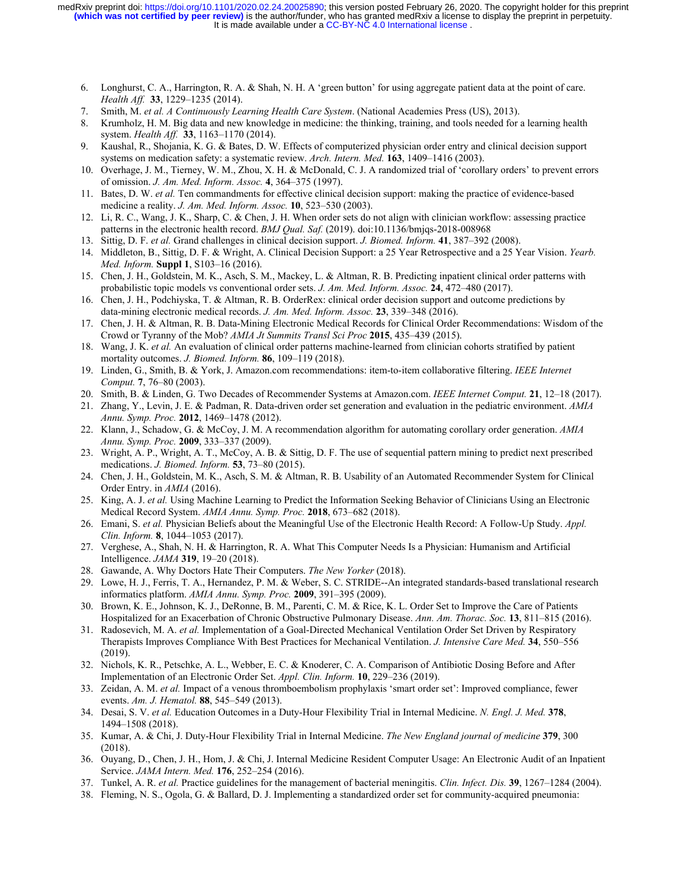6. Longhurst, C. A., Harrington, R. A. & Shah, N. H. A 'green button' for using aggregate patient data at the point of care. *Health Aff.* **33**, 1229–1235 (2014).
7. Smith, M. *et al. A Continuously Learning Health Care System*. (National Academies Press (US), 2013).
8. Krumholz, H. M. Big data and new knowledge in medicine: the thinking, training, and tools needed for a learning health system. *Health Aff.* **33**, 1163–1170 (2014).
9. Kaushal, R., Shojania, K. G. & Bates, D. W. Effects of computerized physician order entry and clinical decision support systems on medication safety: a systematic review. *Arch. Intern. Med.* **163**, 1409–1416 (2003).
10. Overhage, J. M., Tierney, W. M., Zhou, X. H. & McDonald, C. J. A randomized trial of 'corollary orders' to prevent errors of omission. *J. Am. Med. Inform. Assoc.* **4**, 364–375 (1997).
11. Bates, D. W. *et al.* Ten commandments for effective clinical decision support: making the practice of evidence-based medicine a reality. *J. Am. Med. Inform. Assoc.* **10**, 523–530 (2003).
12. Li, R. C., Wang, J. K., Sharp, C. & Chen, J. H. When order sets do not align with clinician workflow: assessing practice patterns in the electronic health record. *BMJ Qual. Saf.* (2019). doi:10.1136/bmjqs-2018-008968
13. Sittig, D. F. *et al.* Grand challenges in clinical decision support. *J. Biomed. Inform.* **41**, 387–392 (2008).
14. Middleton, B., Sittig, D. F. & Wright, A. Clinical Decision Support: a 25 Year Retrospective and a 25 Year Vision. *Yearb. Med. Inform.* **Suppl 1**, S103–16 (2016).
15. Chen, J. H., Goldstein, M. K., Asch, S. M., Mackey, L. & Altman, R. B. Predicting inpatient clinical order patterns with probabilistic topic models vs conventional order sets. *J. Am. Med. Inform. Assoc.* **24**, 472–480 (2017).
16. Chen, J. H., Podchiyska, T. & Altman, R. B. OrderRex: clinical order decision support and outcome predictions by data-mining electronic medical records. *J. Am. Med. Inform. Assoc.* **23**, 339–348 (2016).
17. Chen, J. H. & Altman, R. B. Data-Mining Electronic Medical Records for Clinical Order Recommendations: Wisdom of the Crowd or Tyranny of the Mob? *AMIA Jt Summits Transl Sci Proc* **2015**, 435–439 (2015).
18. Wang, J. K. *et al.* An evaluation of clinical order patterns machine-learned from clinician cohorts stratified by patient mortality outcomes. *J. Biomed. Inform.* **86**, 109–119 (2018).
19. Linden, G., Smith, B. & York, J. Amazon.com recommendations: item-to-item collaborative filtering. *IEEE Internet Comput.* **7**, 76–80 (2003).
20. Smith, B. & Linden, G. Two Decades of Recommender Systems at Amazon.com. *IEEE Internet Comput.* **21**, 12–18 (2017).
21. Zhang, Y., Levin, J. E. & Padman, R. Data-driven order set generation and evaluation in the pediatric environment. *AMIA Annu. Symp. Proc.* **2012**, 1469–1478 (2012).
22. Klann, J., Schadow, G. & McCoy, J. M. A recommendation algorithm for automating corollary order generation. *AMIA Annu. Symp. Proc.* **2009**, 333–337 (2009).
23. Wright, A. P., Wright, A. T., McCoy, A. B. & Sittig, D. F. The use of sequential pattern mining to predict next prescribed medications. *J. Biomed. Inform.* **53**, 73–80 (2015).
24. Chen, J. H., Goldstein, M. K., Asch, S. M. & Altman, R. B. Usability of an Automated Recommender System for Clinical Order Entry. in *AMIA* (2016).
25. King, A. J. *et al.* Using Machine Learning to Predict the Information Seeking Behavior of Clinicians Using an Electronic Medical Record System. *AMIA Annu. Symp. Proc.* **2018**, 673–682 (2018).
26. Emani, S. *et al.* Physician Beliefs about the Meaningful Use of the Electronic Health Record: A Follow-Up Study. *Appl. Clin. Inform.* **8**, 1044–1053 (2017).
27. Verghese, A., Shah, N. H. & Harrington, R. A. What This Computer Needs Is a Physician: Humanism and Artificial Intelligence. *JAMA* **319**, 19–20 (2018).
28. Gawande, A. Why Doctors Hate Their Computers. *The New Yorker* (2018).
29. Lowe, H. J., Ferris, T. A., Hernandez, P. M. & Weber, S. C. STRIDE--An integrated standards-based translational research informatics platform. *AMIA Annu. Symp. Proc.* **2009**, 391–395 (2009).
30. Brown, K. E., Johnson, K. J., DeRonne, B. M., Parenti, C. M. & Rice, K. L. Order Set to Improve the Care of Patients Hospitalized for an Exacerbation of Chronic Obstructive Pulmonary Disease. *Ann. Am. Thorac. Soc.* **13**, 811–815 (2016).
31. Radosevich, M. A. *et al.* Implementation of a Goal-Directed Mechanical Ventilation Order Set Driven by Respiratory Therapists Improves Compliance With Best Practices for Mechanical Ventilation. *J. Intensive Care Med.* **34**, 550–556 (2019).
32. Nichols, K. R., Petschke, A. L., Webber, E. C. & Knoderer, C. A. Comparison of Antibiotic Dosing Before and After Implementation of an Electronic Order Set. *Appl. Clin. Inform.* **10**, 229–236 (2019).
33. Zeidan, A. M. *et al.* Impact of a venous thromboembolism prophylaxis 'smart order set': Improved compliance, fewer events. *Am. J. Hematol.* **88**, 545–549 (2013).
34. Desai, S. V. *et al.* Education Outcomes in a Duty-Hour Flexibility Trial in Internal Medicine. *N. Engl. J. Med.* **378**, 1494–1508 (2018).
35. Kumar, A. & Chi, J. Duty-Hour Flexibility Trial in Internal Medicine. *The New England journal of medicine* **379**, 300 (2018).
36. Ouyang, D., Chen, J. H., Hom, J. & Chi, J. Internal Medicine Resident Computer Usage: An Electronic Audit of an Inpatient Service. *JAMA Intern. Med.* **176**, 252–254 (2016).
37. Tunkel, A. R. *et al.* Practice guidelines for the management of bacterial meningitis. *Clin. Infect. Dis.* **39**, 1267–1284 (2004).
38. Fleming, N. S., Ogola, G. & Ballard, D. J. Implementing a standardized order set for community-acquired pneumonia: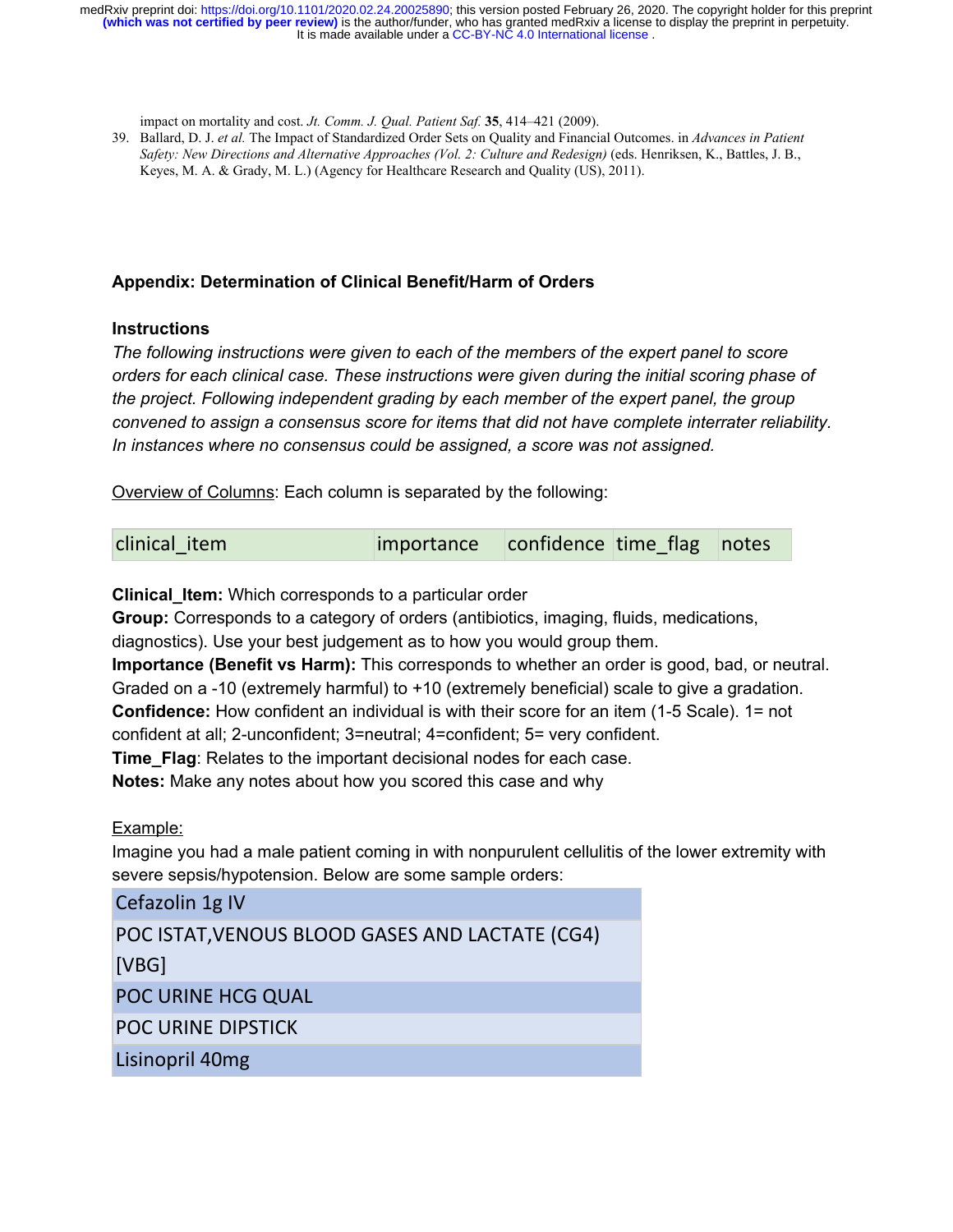impact on mortality and cost. *Jt. Comm. J. Qual. Patient Saf.* **35**, 414–421 (2009).

39. Ballard, D. J. *et al.* The Impact of Standardized Order Sets on Quality and Financial Outcomes. in *Advances in Patient Safety: New Directions and Alternative Approaches (Vol. 2: Culture and Redesign)* (eds. Henriksen, K., Battles, J. B., Keyes, M. A. & Grady, M. L.) (Agency for Healthcare Research and Quality (US), 2011).

## Appendix: Determination of Clinical Benefit/Harm of Orders

### Instructions

*The following instructions were given to each of the members of the expert panel to score orders for each clinical case. These instructions were given during the initial scoring phase of the project. Following independent grading by each member of the expert panel, the group convened to assign a consensus score for items that did not have complete interrater reliability. In instances where no consensus could be assigned, a score was not assigned.*

Overview of Columns: Each column is separated by the following:

| clinical_item | importance | confidence | time_flag | notes |
|---|---|---|---|---|

**Clinical_Item:** Which corresponds to a particular order
**Group:** Corresponds to a category of orders (antibiotics, imaging, fluids, medications, diagnostics). Use your best judgement as to how you would group them.
**Importance (Benefit vs Harm):** This corresponds to whether an order is good, bad, or neutral. Graded on a -10 (extremely harmful) to +10 (extremely beneficial) scale to give a gradation.
**Confidence:** How confident an individual is with their score for an item (1-5 Scale). 1= not confident at all; 2-unconfident; 3=neutral; 4=confident; 5= very confident.
**Time_Flag**: Relates to the important decisional nodes for each case.
**Notes:** Make any notes about how you scored this case and why

Example:
Imagine you had a male patient coming in with nonpurulent cellulitis of the lower extremity with severe sepsis/hypotension. Below are some sample orders:

| |
|---|
| Cefazolin 1g IV |
| POC ISTAT,VENOUS BLOOD GASES AND LACTATE (CG4) [VBG] |
| POC URINE HCG QUAL |
| POC URINE DIPSTICK |
| Lisinopril 40mg |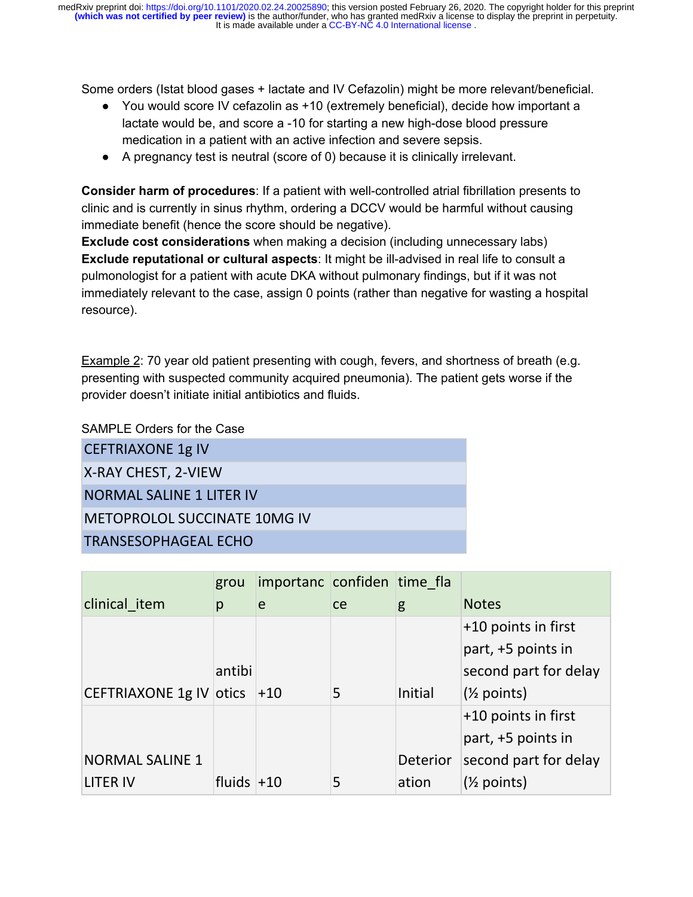Some orders (Istat blood gases + lactate and IV Cefazolin) might be more relevant/beneficial.

- You would score IV cefazolin as +10 (extremely beneficial), decide how important a lactate would be, and score a -10 for starting a new high-dose blood pressure medication in a patient with an active infection and severe sepsis.
- A pregnancy test is neutral (score of 0) because it is clinically irrelevant.

**Consider harm of procedures**: If a patient with well-controlled atrial fibrillation presents to clinic and is currently in sinus rhythm, ordering a DCCV would be harmful without causing immediate benefit (hence the score should be negative).
**Exclude cost considerations** when making a decision (including unnecessary labs)
**Exclude reputational or cultural aspects**: It might be ill-advised in real life to consult a pulmonologist for a patient with acute DKA without pulmonary findings, but if it was not immediately relevant to the case, assign 0 points (rather than negative for wasting a hospital resource).

Example 2: 70 year old patient presenting with cough, fevers, and shortness of breath (e.g. presenting with suspected community acquired pneumonia). The patient gets worse if the provider doesn't initiate initial antibiotics and fluids.

SAMPLE Orders for the Case

| SAMPLE Orders for the Case |
|---|
| CEFTRIAXONE 1g IV |
| X-RAY CHEST, 2-VIEW |
| NORMAL SALINE 1 LITER IV |
| METOPROLOL SUCCINATE 10MG IV |
| TRANSESOPHAGEAL ECHO |

| clinical_item | group | importance | confidence | time_flag | Notes |
|---|---|---|---|---|---|
| CEFTRIAXONE 1g IV | antibiotics | +10 | 5 | Initial | +10 points in first part, +5 points in second part for delay (½ points) |
| NORMAL SALINE 1 LITER IV | fluids | +10 | 5 | Deterioration | +10 points in first part, +5 points in second part for delay (½ points) |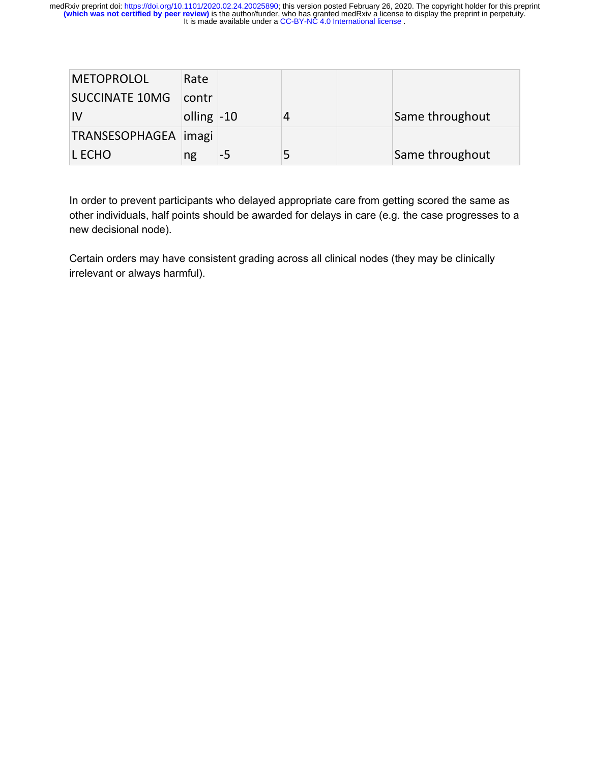| | | | | | |
|---|---|---|---|---|---|
| METOPROLOL SUCCINATE 10MG IV | Rate controlling | -10 | 4 | | Same throughout |
| TRANSESOPHAGEAL ECHO | imaging | -5 | 5 | | Same throughout |

In order to prevent participants who delayed appropriate care from getting scored the same as other individuals, half points should be awarded for delays in care (e.g. the case progresses to a new decisional node).

Certain orders may have consistent grading across all clinical nodes (they may be clinically irrelevant or always harmful).